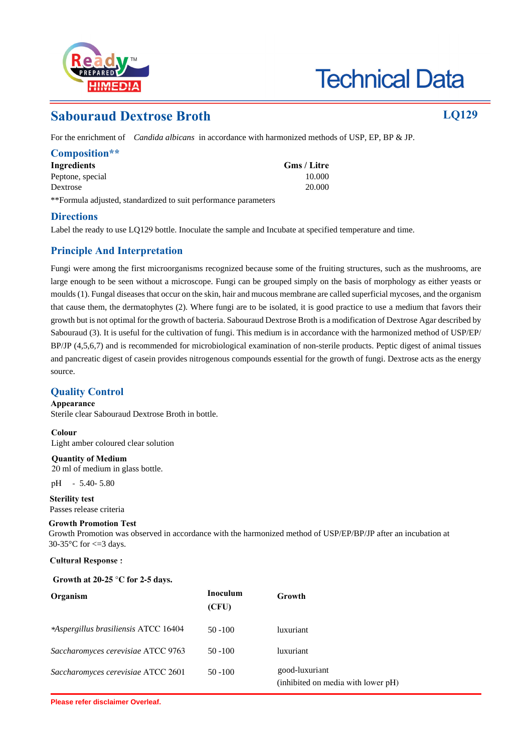# Technical Data

## Sabouraud Dextrose Broth

**LQ129**

For the enrichment of *Candida albicans* in accordance with harmonized methods of USP, EP, BP & JP.

### Composition**

| Ingredients | Gms / Litre |
|---|---|
| Peptone, special | 10.000 |
| Dextrose | 20.000 |

**Formula adjusted, standardized to suit performance parameters

### Directions

Label the ready to use LQ129 bottle. Inoculate the sample and Incubate at specified temperature and time.

### Principle And Interpretation

Fungi were among the first microorganisms recognized because some of the fruiting structures, such as the mushrooms, are large enough to be seen without a microscope. Fungi can be grouped simply on the basis of morphology as either yeasts or moulds (1). Fungal diseases that occur on the skin, hair and mucous membrane are called superficial mycoses, and the organism that cause them, the dermatophytes (2). Where fungi are to be isolated, it is good practice to use a medium that favors their growth but is not optimal for the growth of bacteria. Sabouraud Dextrose Broth is a modification of Dextrose Agar described by Sabouraud (3). It is useful for the cultivation of fungi. This medium is in accordance with the harmonized method of USP/EP/BP/JP (4,5,6,7) and is recommended for microbiological examination of non-sterile products. Peptic digest of animal tissues and pancreatic digest of casein provides nitrogenous compounds essential for the growth of fungi. Dextrose acts as the energy source.

### Quality Control

**Appearance**
Sterile clear Sabouraud Dextrose Broth in bottle.

**Colour**
Light amber coloured clear solution

**Quantity of Medium**
20 ml of medium in glass bottle.

pH - 5.40- 5.80

**Sterility test**
Passes release criteria

**Growth Promotion Test**
Growth Promotion was observed in accordance with the harmonized method of USP/EP/BP/JP after an incubation at 30-35°C for <=3 days.

**Cultural Response :**

**Growth at 20-25 °C for 2-5 days.**

| Organism | Inoculum (CFU) | Growth |
|---|---|---|
| **Aspergillus brasiliensis* ATCC 16404 | 50 -100 | luxuriant |
| *Saccharomyces cerevisiae* ATCC 9763 | 50 -100 | luxuriant |
| *Saccharomyces cerevisiae* ATCC 2601 | 50 -100 | good-luxuriant (inhibited on media with lower pH) |

Please refer disclaimer Overleaf.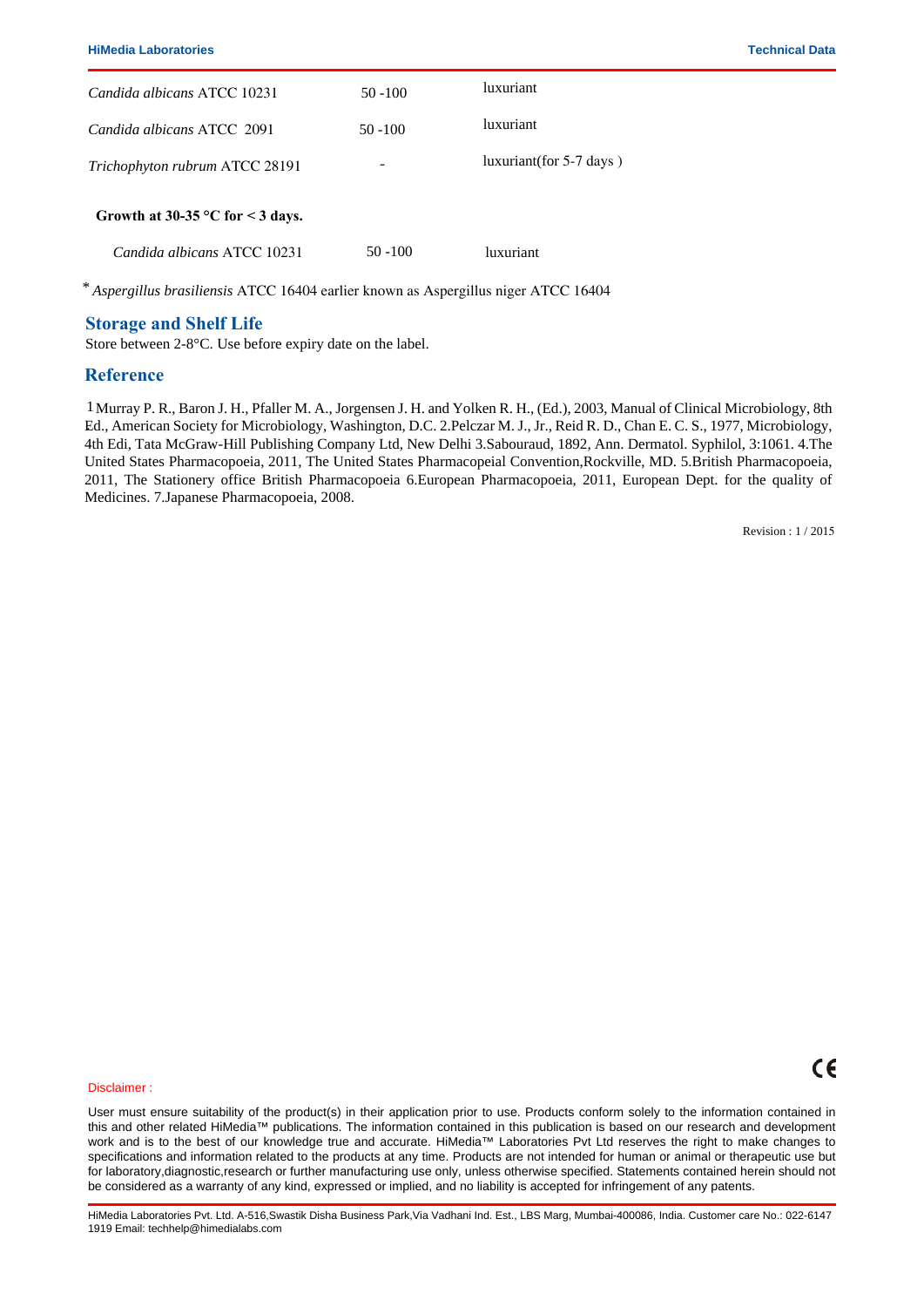| | | |
|---|---|---|
| *Candida albicans* ATCC 10231 | 50 -100 | luxuriant |
| *Candida albicans* ATCC 2091 | 50 -100 | luxuriant |
| *Trichophyton rubrum* ATCC 28191 | - | luxuriant(for 5-7 days ) |
| **Growth at 30-35 °C for < 3 days.** | | |
| *Candida albicans* ATCC 10231 | 50 -100 | luxuriant |

\* *Aspergillus brasiliensis* ATCC 16404 earlier known as Aspergillus niger ATCC 16404

## Storage and Shelf Life

Store between 2-8°C. Use before expiry date on the label.

## Reference

1 Murray P. R., Baron J. H., Pfaller M. A., Jorgensen J. H. and Yolken R. H., (Ed.), 2003, Manual of Clinical Microbiology, 8th Ed., American Society for Microbiology, Washington, D.C. 2.Pelczar M. J., Jr., Reid R. D., Chan E. C. S., 1977, Microbiology, 4th Edi, Tata McGraw-Hill Publishing Company Ltd, New Delhi 3.Sabouraud, 1892, Ann. Dermatol. Syphilol, 3:1061. 4.The United States Pharmacopoeia, 2011, The United States Pharmacopeial Convention,Rockville, MD. 5.British Pharmacopoeia, 2011, The Stationery office British Pharmacopoeia 6.European Pharmacopoeia, 2011, European Dept. for the quality of Medicines. 7.Japanese Pharmacopoeia, 2008.

Revision : 1 / 2015

CE

Disclaimer :

User must ensure suitability of the product(s) in their application prior to use. Products conform solely to the information contained in this and other related HiMedia™ publications. The information contained in this publication is based on our research and development work and is to the best of our knowledge true and accurate. HiMedia™ Laboratories Pvt Ltd reserves the right to make changes to specifications and information related to the products at any time. Products are not intended for human or animal or therapeutic use but for laboratory,diagnostic,research or further manufacturing use only, unless otherwise specified. Statements contained herein should not be considered as a warranty of any kind, expressed or implied, and no liability is accepted for infringement of any patents.

HiMedia Laboratories Pvt. Ltd. A-516,Swastik Disha Business Park,Via Vadhani Ind. Est., LBS Marg, Mumbai-400086, India. Customer care No.: 022-6147 1919 Email: techhelp@himedialabs.com